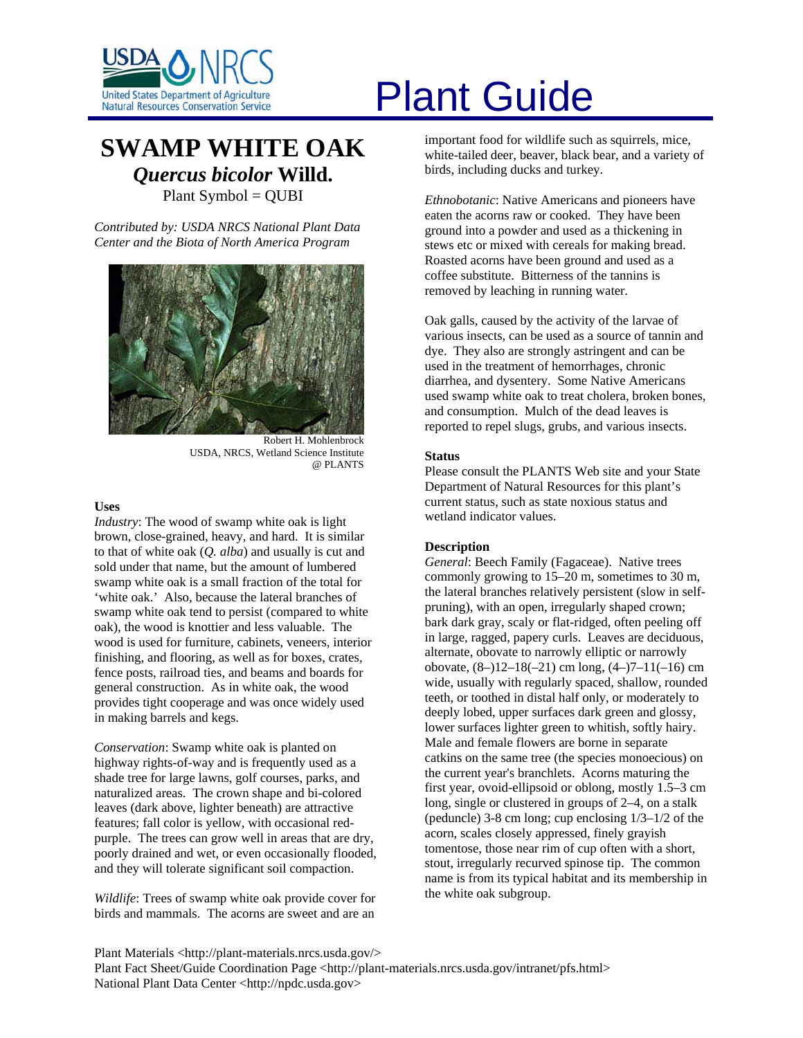# Plant Guide

# SWAMP WHITE OAK

## *Quercus bicolor* Willd.

Plant Symbol = QUBI

*Contributed by: USDA NRCS National Plant Data Center and the Biota of North America Program*

Robert H. Mohlenbrock
USDA, NRCS, Wetland Science Institute
@ PLANTS

### Uses

*Industry*: The wood of swamp white oak is light brown, close-grained, heavy, and hard. It is similar to that of white oak (*Q. alba*) and usually is cut and sold under that name, but the amount of lumbered swamp white oak is a small fraction of the total for 'white oak.' Also, because the lateral branches of swamp white oak tend to persist (compared to white oak), the wood is knottier and less valuable. The wood is used for furniture, cabinets, veneers, interior finishing, and flooring, as well as for boxes, crates, fence posts, railroad ties, and beams and boards for general construction. As in white oak, the wood provides tight cooperage and was once widely used in making barrels and kegs.

*Conservation*: Swamp white oak is planted on highway rights-of-way and is frequently used as a shade tree for large lawns, golf courses, parks, and naturalized areas. The crown shape and bi-colored leaves (dark above, lighter beneath) are attractive features; fall color is yellow, with occasional red-purple. The trees can grow well in areas that are dry, poorly drained and wet, or even occasionally flooded, and they will tolerate significant soil compaction.

*Wildlife*: Trees of swamp white oak provide cover for birds and mammals. The acorns are sweet and are an important food for wildlife such as squirrels, mice, white-tailed deer, beaver, black bear, and a variety of birds, including ducks and turkey.

*Ethnobotanic*: Native Americans and pioneers have eaten the acorns raw or cooked. They have been ground into a powder and used as a thickening in stews etc or mixed with cereals for making bread. Roasted acorns have been ground and used as a coffee substitute. Bitterness of the tannins is removed by leaching in running water.

Oak galls, caused by the activity of the larvae of various insects, can be used as a source of tannin and dye. They also are strongly astringent and can be used in the treatment of hemorrhages, chronic diarrhea, and dysentery. Some Native Americans used swamp white oak to treat cholera, broken bones, and consumption. Mulch of the dead leaves is reported to repel slugs, grubs, and various insects.

### Status

Please consult the PLANTS Web site and your State Department of Natural Resources for this plant's current status, such as state noxious status and wetland indicator values.

### Description

*General*: Beech Family (Fagaceae). Native trees commonly growing to 15–20 m, sometimes to 30 m, the lateral branches relatively persistent (slow in self-pruning), with an open, irregularly shaped crown; bark dark gray, scaly or flat-ridged, often peeling off in large, ragged, papery curls. Leaves are deciduous, alternate, obovate to narrowly elliptic or narrowly obovate, (8–)12–18(–21) cm long, (4–)7–11(–16) cm wide, usually with regularly spaced, shallow, rounded teeth, or toothed in distal half only, or moderately to deeply lobed, upper surfaces dark green and glossy, lower surfaces lighter green to whitish, softly hairy. Male and female flowers are borne in separate catkins on the same tree (the species monoecious) on the current year's branchlets. Acorns maturing the first year, ovoid-ellipsoid or oblong, mostly 1.5–3 cm long, single or clustered in groups of 2–4, on a stalk (peduncle) 3-8 cm long; cup enclosing 1/3–1/2 of the acorn, scales closely appressed, finely grayish tomentose, those near rim of cup often with a short, stout, irregularly recurved spinose tip. The common name is from its typical habitat and its membership in the white oak subgroup.

Plant Materials <http://plant-materials.nrcs.usda.gov/>
Plant Fact Sheet/Guide Coordination Page <http://plant-materials.nrcs.usda.gov/intranet/pfs.html>
National Plant Data Center <http://npdc.usda.gov>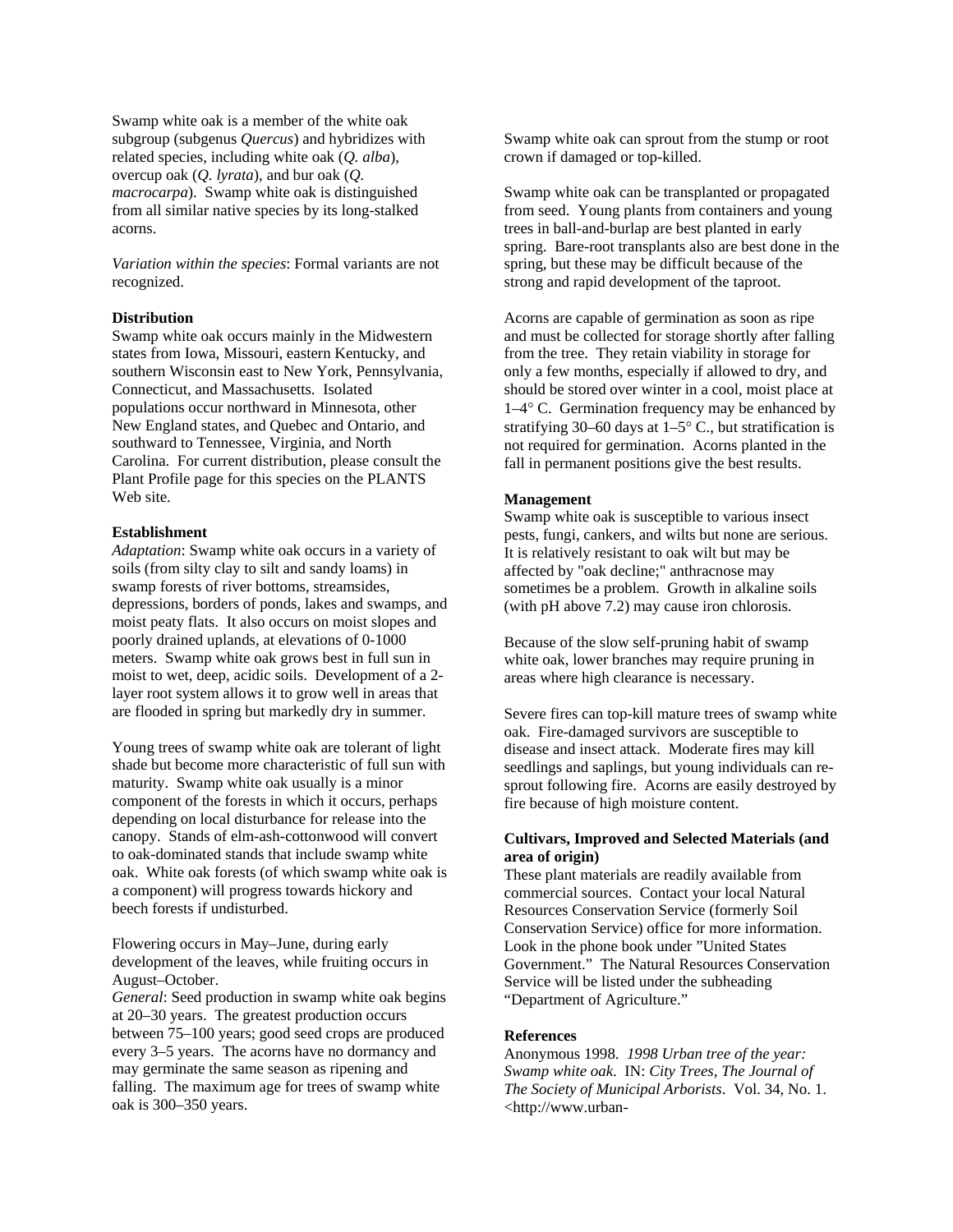Swamp white oak is a member of the white oak subgroup (subgenus *Quercus*) and hybridizes with related species, including white oak (*Q. alba*), overcup oak (*Q. lyrata*), and bur oak (*Q. macrocarpa*). Swamp white oak is distinguished from all similar native species by its long-stalked acorns.

*Variation within the species*: Formal variants are not recognized.

**Distribution**

Swamp white oak occurs mainly in the Midwestern states from Iowa, Missouri, eastern Kentucky, and southern Wisconsin east to New York, Pennsylvania, Connecticut, and Massachusetts. Isolated populations occur northward in Minnesota, other New England states, and Quebec and Ontario, and southward to Tennessee, Virginia, and North Carolina. For current distribution, please consult the Plant Profile page for this species on the PLANTS Web site.

**Establishment**

*Adaptation*: Swamp white oak occurs in a variety of soils (from silty clay to silt and sandy loams) in swamp forests of river bottoms, streamsides, depressions, borders of ponds, lakes and swamps, and moist peaty flats. It also occurs on moist slopes and poorly drained uplands, at elevations of 0-1000 meters. Swamp white oak grows best in full sun in moist to wet, deep, acidic soils. Development of a 2-layer root system allows it to grow well in areas that are flooded in spring but markedly dry in summer.

Young trees of swamp white oak are tolerant of light shade but become more characteristic of full sun with maturity. Swamp white oak usually is a minor component of the forests in which it occurs, perhaps depending on local disturbance for release into the canopy. Stands of elm-ash-cottonwood will convert to oak-dominated stands that include swamp white oak. White oak forests (of which swamp white oak is a component) will progress towards hickory and beech forests if undisturbed.

Flowering occurs in May–June, during early development of the leaves, while fruiting occurs in August–October.

*General*: Seed production in swamp white oak begins at 20–30 years. The greatest production occurs between 75–100 years; good seed crops are produced every 3–5 years. The acorns have no dormancy and may germinate the same season as ripening and falling. The maximum age for trees of swamp white oak is 300–350 years.

Swamp white oak can sprout from the stump or root crown if damaged or top-killed.

Swamp white oak can be transplanted or propagated from seed. Young plants from containers and young trees in ball-and-burlap are best planted in early spring. Bare-root transplants also are best done in the spring, but these may be difficult because of the strong and rapid development of the taproot.

Acorns are capable of germination as soon as ripe and must be collected for storage shortly after falling from the tree. They retain viability in storage for only a few months, especially if allowed to dry, and should be stored over winter in a cool, moist place at 1–4° C. Germination frequency may be enhanced by stratifying 30–60 days at 1–5° C., but stratification is not required for germination. Acorns planted in the fall in permanent positions give the best results.

**Management**

Swamp white oak is susceptible to various insect pests, fungi, cankers, and wilts but none are serious. It is relatively resistant to oak wilt but may be affected by "oak decline;" anthracnose may sometimes be a problem. Growth in alkaline soils (with pH above 7.2) may cause iron chlorosis.

Because of the slow self-pruning habit of swamp white oak, lower branches may require pruning in areas where high clearance is necessary.

Severe fires can top-kill mature trees of swamp white oak. Fire-damaged survivors are susceptible to disease and insect attack. Moderate fires may kill seedlings and saplings, but young individuals can re-sprout following fire. Acorns are easily destroyed by fire because of high moisture content.

**Cultivars, Improved and Selected Materials (and area of origin)**

These plant materials are readily available from commercial sources. Contact your local Natural Resources Conservation Service (formerly Soil Conservation Service) office for more information. Look in the phone book under "United States Government." The Natural Resources Conservation Service will be listed under the subheading "Department of Agriculture."

**References**

Anonymous 1998. *1998 Urban tree of the year: Swamp white oak.* IN: *City Trees, The Journal of The Society of Municipal Arborists*. Vol. 34, No. 1. <http://www.urban-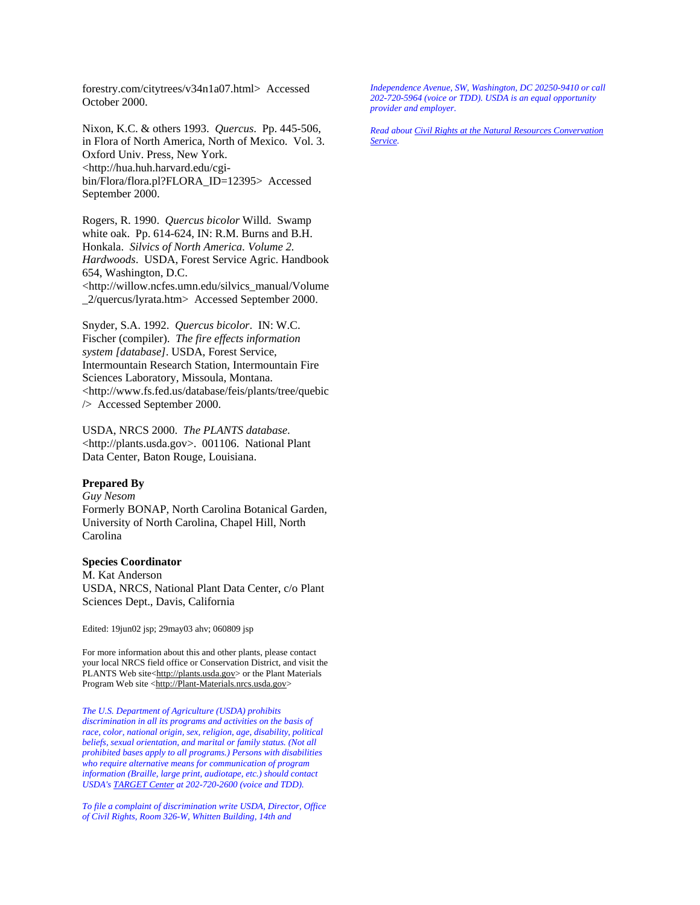forestry.com/citytrees/v34n1a07.html>  Accessed October 2000.

Nixon, K.C. & others 1993. *Quercus*. Pp. 445-506, in Flora of North America, North of Mexico. Vol. 3. Oxford Univ. Press, New York. <http://hua.huh.harvard.edu/cgi-bin/Flora/flora.pl?FLORA_ID=12395>  Accessed September 2000.

Rogers, R. 1990. *Quercus bicolor* Willd. Swamp white oak. Pp. 614-624, IN: R.M. Burns and B.H. Honkala. *Silvics of North America. Volume 2. Hardwoods*. USDA, Forest Service Agric. Handbook 654, Washington, D.C. <http://willow.ncfes.umn.edu/silvics_manual/Volume_2/quercus/lyrata.htm>  Accessed September 2000.

Snyder, S.A. 1992. *Quercus bicolor*. IN: W.C. Fischer (compiler). *The fire effects information system [database]*. USDA, Forest Service, Intermountain Research Station, Intermountain Fire Sciences Laboratory, Missoula, Montana. <http://www.fs.fed.us/database/feis/plants/tree/quebic/>  Accessed September 2000.

USDA, NRCS 2000. *The PLANTS database*. <http://plants.usda.gov>. 001106. National Plant Data Center, Baton Rouge, Louisiana.

**Prepared By**
*Guy Nesom*
Formerly BONAP, North Carolina Botanical Garden, University of North Carolina, Chapel Hill, North Carolina

**Species Coordinator**
M. Kat Anderson
USDA, NRCS, National Plant Data Center, c/o Plant Sciences Dept., Davis, California

Edited: 19jun02 jsp; 29may03 ahv; 060809 jsp

For more information about this and other plants, please contact your local NRCS field office or Conservation District, and visit the PLANTS Web site<http://plants.usda.gov> or the Plant Materials Program Web site <http://Plant-Materials.nrcs.usda.gov>

*The U.S. Department of Agriculture (USDA) prohibits discrimination in all its programs and activities on the basis of race, color, national origin, sex, religion, age, disability, political beliefs, sexual orientation, and marital or family status. (Not all prohibited bases apply to all programs.) Persons with disabilities who require alternative means for communication of program information (Braille, large print, audiotape, etc.) should contact USDA's TARGET Center at 202-720-2600 (voice and TDD).*

*To file a complaint of discrimination write USDA, Director, Office of Civil Rights, Room 326-W, Whitten Building, 14th and Independence Avenue, SW, Washington, DC 20250-9410 or call 202-720-5964 (voice or TDD). USDA is an equal opportunity provider and employer.*

*Read about Civil Rights at the Natural Resources Convervation Service.*